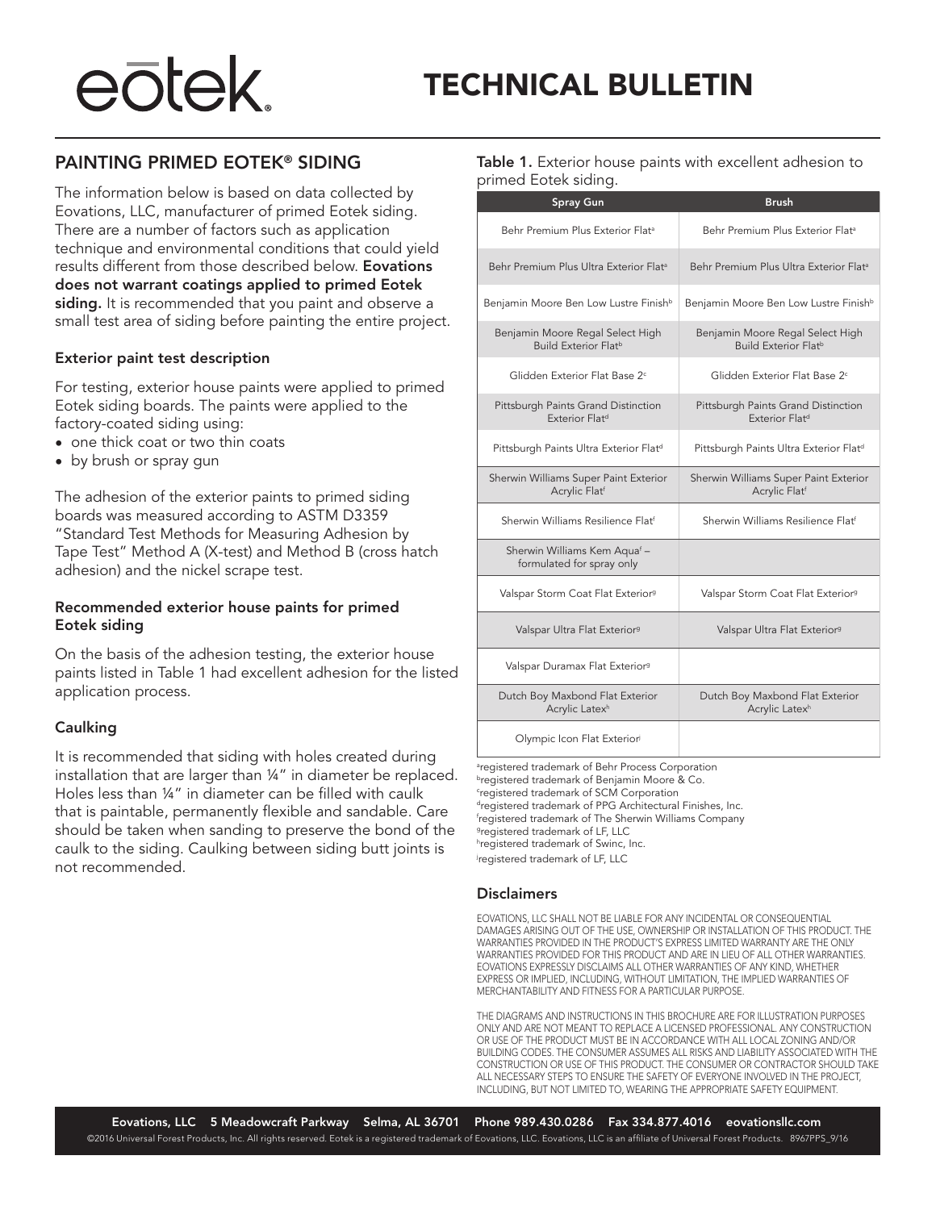# TECHNICAL BULLETIN

## PAINTING PRIMED EOTEK® SIDING

The information below is based on data collected by Eovations, LLC, manufacturer of primed Eotek siding. There are a number of factors such as application technique and environmental conditions that could yield results different from those described below. **Eovations does not warrant coatings applied to primed Eotek siding.** It is recommended that you paint and observe a small test area of siding before painting the entire project.

### Exterior paint test description

For testing, exterior house paints were applied to primed Eotek siding boards. The paints were applied to the factory-coated siding using:

- one thick coat or two thin coats
- by brush or spray gun

The adhesion of the exterior paints to primed siding boards was measured according to ASTM D3359 "Standard Test Methods for Measuring Adhesion by Tape Test" Method A (X-test) and Method B (cross hatch adhesion) and the nickel scrape test.

### Recommended exterior house paints for primed Eotek siding

On the basis of the adhesion testing, the exterior house paints listed in Table 1 had excellent adhesion for the listed application process.

### Caulking

It is recommended that siding with holes created during installation that are larger than ¼" in diameter be replaced. Holes less than ¼" in diameter can be filled with caulk that is paintable, permanently flexible and sandable. Care should be taken when sanding to preserve the bond of the caulk to the siding. Caulking between siding butt joints is not recommended.

**Table 1.** Exterior house paints with excellent adhesion to primed Eotek siding.

| Spray Gun | Brush |
|---|---|
| Behr Premium Plus Exterior Flat[a] | Behr Premium Plus Exterior Flat[a] |
| Behr Premium Plus Ultra Exterior Flat[a] | Behr Premium Plus Ultra Exterior Flat[a] |
| Benjamin Moore Ben Low Lustre Finish[b] | Benjamin Moore Ben Low Lustre Finish[b] |
| Benjamin Moore Regal Select High Build Exterior Flat[b] | Benjamin Moore Regal Select High Build Exterior Flat[b] |
| Glidden Exterior Flat Base 2[c] | Glidden Exterior Flat Base 2[c] |
| Pittsburgh Paints Grand Distinction Exterior Flat[d] | Pittsburgh Paints Grand Distinction Exterior Flat[d] |
| Pittsburgh Paints Ultra Exterior Flat[d] | Pittsburgh Paints Ultra Exterior Flat[d] |
| Sherwin Williams Super Paint Exterior Acrylic Flat[f] | Sherwin Williams Super Paint Exterior Acrylic Flat[f] |
| Sherwin Williams Resilience Flat[f] | Sherwin Williams Resilience Flat[f] |
| Sherwin Williams Kem Aqua[f] – formulated for spray only | |
| Valspar Storm Coat Flat Exterior[g] | Valspar Storm Coat Flat Exterior[g] |
| Valspar Ultra Flat Exterior[g] | Valspar Ultra Flat Exterior[g] |
| Valspar Duramax Flat Exterior[g] | |
| Dutch Boy Maxbond Flat Exterior Acrylic Latex[h] | Dutch Boy Maxbond Flat Exterior Acrylic Latex[h] |
| Olympic Icon Flat Exterior[i] | |

[a]registered trademark of Behr Process Corporation
[b]registered trademark of Benjamin Moore & Co.
[c]registered trademark of SCM Corporation
[d]registered trademark of PPG Architectural Finishes, Inc.
[f]registered trademark of The Sherwin Williams Company
[g]registered trademark of LF, LLC
[h]registered trademark of Swinc, Inc.
[i]registered trademark of LF, LLC

### Disclaimers

EOVATIONS, LLC SHALL NOT BE LIABLE FOR ANY INCIDENTAL OR CONSEQUENTIAL DAMAGES ARISING OUT OF THE USE, OWNERSHIP OR INSTALLATION OF THIS PRODUCT. THE WARRANTIES PROVIDED IN THE PRODUCT'S EXPRESS LIMITED WARRANTY ARE THE ONLY WARRANTIES PROVIDED FOR THIS PRODUCT AND ARE IN LIEU OF ALL OTHER WARRANTIES. EOVATIONS EXPRESSLY DISCLAIMS ALL OTHER WARRANTIES OF ANY KIND, WHETHER EXPRESS OR IMPLIED, INCLUDING, WITHOUT LIMITATION, THE IMPLIED WARRANTIES OF MERCHANTABILITY AND FITNESS FOR A PARTICULAR PURPOSE.

THE DIAGRAMS AND INSTRUCTIONS IN THIS BROCHURE ARE FOR ILLUSTRATION PURPOSES ONLY AND ARE NOT MEANT TO REPLACE A LICENSED PROFESSIONAL. ANY CONSTRUCTION OR USE OF THE PRODUCT MUST BE IN ACCORDANCE WITH ALL LOCAL ZONING AND/OR BUILDING CODES. THE CONSUMER ASSUMES ALL RISKS AND LIABILITY ASSOCIATED WITH THE CONSTRUCTION OR USE OF THIS PRODUCT. THE CONSUMER OR CONTRACTOR SHOULD TAKE ALL NECESSARY STEPS TO ENSURE THE SAFETY OF EVERYONE INVOLVED IN THE PROJECT, INCLUDING, BUT NOT LIMITED TO, WEARING THE APPROPRIATE SAFETY EQUIPMENT.

**Eovations, LLC 5 Meadowcraft Parkway Selma, AL 36701 Phone 989.430.0286 Fax 334.877.4016 eovationsllc.com**

©2016 Universal Forest Products, Inc. All rights reserved. Eotek is a registered trademark of Eovations, LLC. Eovations, LLC is an affiliate of Universal Forest Products. 8967PPS_9/16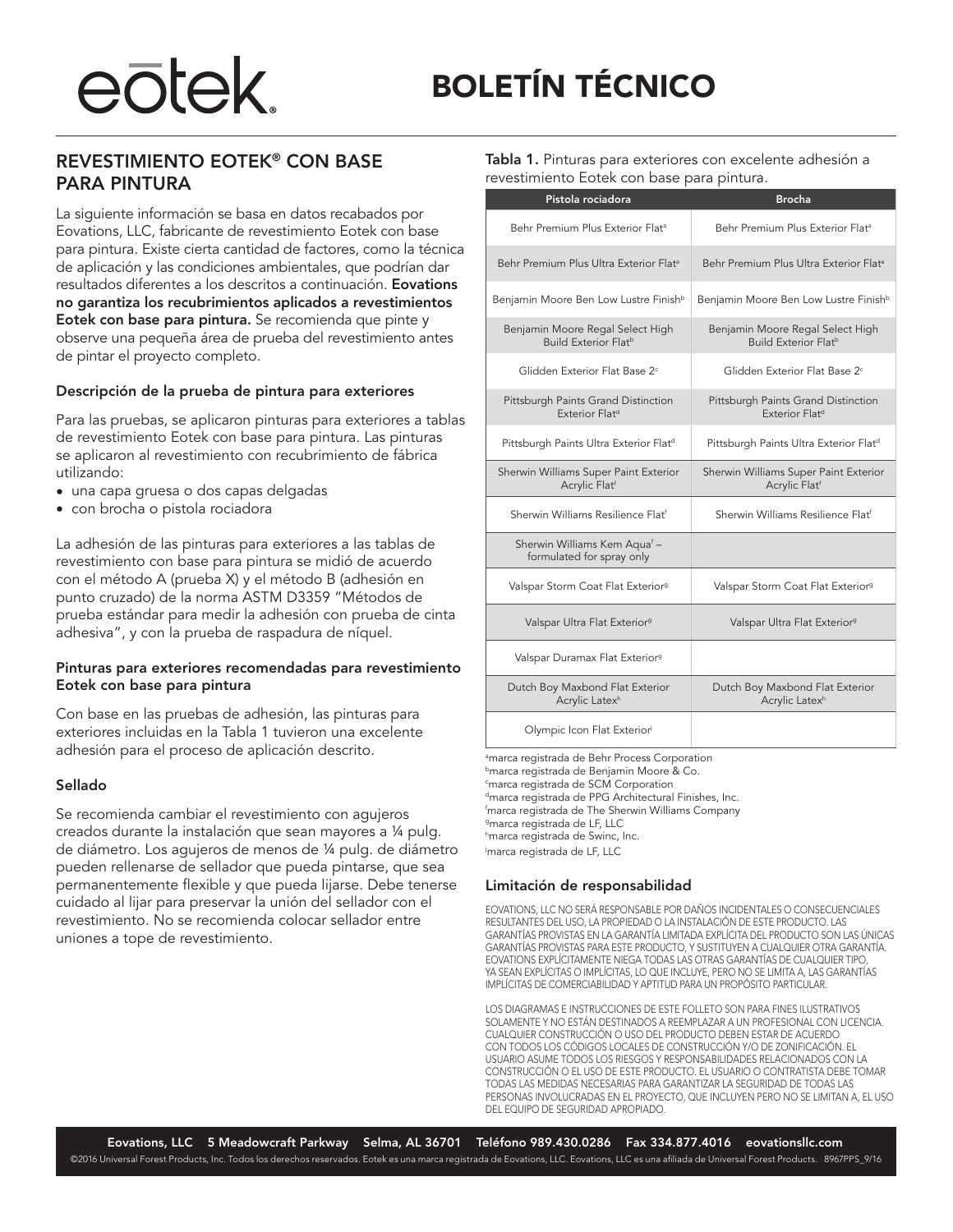# BOLETÍN TÉCNICO

## REVESTIMIENTO EOTEK® CON BASE PARA PINTURA

La siguiente información se basa en datos recabados por Eovations, LLC, fabricante de revestimiento Eotek con base para pintura. Existe cierta cantidad de factores, como la técnica de aplicación y las condiciones ambientales, que podrían dar resultados diferentes a los descritos a continuación. **Eovations no garantiza los recubrimientos aplicados a revestimientos Eotek con base para pintura.** Se recomienda que pinte y observe una pequeña área de prueba del revestimiento antes de pintar el proyecto completo.

### Descripción de la prueba de pintura para exteriores

Para las pruebas, se aplicaron pinturas para exteriores a tablas de revestimiento Eotek con base para pintura. Las pinturas se aplicaron al revestimiento con recubrimiento de fábrica utilizando:

- una capa gruesa o dos capas delgadas
- con brocha o pistola rociadora

La adhesión de las pinturas para exteriores a las tablas de revestimiento con base para pintura se midió de acuerdo con el método A (prueba X) y el método B (adhesión en punto cruzado) de la norma ASTM D3359 "Métodos de prueba estándar para medir la adhesión con prueba de cinta adhesiva", y con la prueba de raspadura de níquel.

### Pinturas para exteriores recomendadas para revestimiento Eotek con base para pintura

Con base en las pruebas de adhesión, las pinturas para exteriores incluidas en la Tabla 1 tuvieron una excelente adhesión para el proceso de aplicación descrito.

### Sellado

Se recomienda cambiar el revestimiento con agujeros creados durante la instalación que sean mayores a ¼ pulg. de diámetro. Los agujeros de menos de ¼ pulg. de diámetro pueden rellenarse de sellador que pueda pintarse, que sea permanentemente flexible y que pueda lijarse. Debe tenerse cuidado al lijar para preservar la unión del sellador con el revestimiento. No se recomienda colocar sellador entre uniones a tope de revestimiento.

**Tabla 1.** Pinturas para exteriores con excelente adhesión a revestimiento Eotek con base para pintura.

| Pistola rociadora | Brocha |
|---|---|
| Behr Premium Plus Exterior Flat[a] | Behr Premium Plus Exterior Flat[a] |
| Behr Premium Plus Ultra Exterior Flat[a] | Behr Premium Plus Ultra Exterior Flat[a] |
| Benjamin Moore Ben Low Lustre Finish[b] | Benjamin Moore Ben Low Lustre Finish[b] |
| Benjamin Moore Regal Select High Build Exterior Flat[b] | Benjamin Moore Regal Select High Build Exterior Flat[b] |
| Glidden Exterior Flat Base 2[c] | Glidden Exterior Flat Base 2[c] |
| Pittsburgh Paints Grand Distinction Exterior Flat[d] | Pittsburgh Paints Grand Distinction Exterior Flat[d] |
| Pittsburgh Paints Ultra Exterior Flat[d] | Pittsburgh Paints Ultra Exterior Flat[d] |
| Sherwin Williams Super Paint Exterior Acrylic Flat[f] | Sherwin Williams Super Paint Exterior Acrylic Flat[f] |
| Sherwin Williams Resilience Flat[f] | Sherwin Williams Resilience Flat[f] |
| Sherwin Williams Kem Aqua[f] – formulated for spray only | |
| Valspar Storm Coat Flat Exterior[g] | Valspar Storm Coat Flat Exterior[g] |
| Valspar Ultra Flat Exterior[g] | Valspar Ultra Flat Exterior[g] |
| Valspar Duramax Flat Exterior[g] | |
| Dutch Boy Maxbond Flat Exterior Acrylic Latex[h] | Dutch Boy Maxbond Flat Exterior Acrylic Latex[h] |
| Olympic Icon Flat Exterior[i] | |

[a]marca registrada de Behr Process Corporation
[b]marca registrada de Benjamin Moore & Co.
[c]marca registrada de SCM Corporation
[d]marca registrada de PPG Architectural Finishes, Inc.
[f]marca registrada de The Sherwin Williams Company
[g]marca registrada de LF, LLC
[h]marca registrada de Swinc, Inc.
[i]marca registrada de LF, LLC

### Limitación de responsabilidad

EOVATIONS, LLC NO SERÁ RESPONSABLE POR DAÑOS INCIDENTALES O CONSECUENCIALES RESULTANTES DEL USO, LA PROPIEDAD O LA INSTALACIÓN DE ESTE PRODUCTO. LAS GARANTÍAS PROVISTAS EN LA GARANTÍA LIMITADA EXPLÍCITA DEL PRODUCTO SON LAS ÚNICAS GARANTÍAS PROVISTAS PARA ESTE PRODUCTO, Y SUSTITUYEN A CUALQUIER OTRA GARANTÍA. EOVATIONS EXPLÍCITAMENTE NIEGA TODAS LAS OTRAS GARANTÍAS DE CUALQUIER TIPO, YA SEAN EXPLÍCITAS O IMPLÍCITAS, LO QUE INCLUYE, PERO NO SE LIMITA A, LAS GARANTÍAS IMPLÍCITAS DE COMERCIABILIDAD Y APTITUD PARA UN PROPÓSITO PARTICULAR.

LOS DIAGRAMAS E INSTRUCCIONES DE ESTE FOLLETO SON PARA FINES ILUSTRATIVOS SOLAMENTE Y NO ESTÁN DESTINADOS A REEMPLAZAR A UN PROFESIONAL CON LICENCIA. CUALQUIER CONSTRUCCIÓN O USO DEL PRODUCTO DEBEN ESTAR DE ACUERDO CON TODOS LOS CÓDIGOS LOCALES DE CONSTRUCCIÓN Y/O DE ZONIFICACIÓN. EL USUARIO ASUME TODOS LOS RIESGOS Y RESPONSABILIDADES RELACIONADOS CON LA CONSTRUCCIÓN O EL USO DE ESTE PRODUCTO. EL USUARIO O CONTRATISTA DEBE TOMAR TODAS LAS MEDIDAS NECESARIAS PARA GARANTIZAR LA SEGURIDAD DE TODAS LAS PERSONAS INVOLUCRADAS EN EL PROYECTO, QUE INCLUYEN PERO NO SE LIMITAN A, EL USO DEL EQUIPO DE SEGURIDAD APROPIADO.

**Eovations, LLC 5 Meadowcraft Parkway Selma, AL 36701 Teléfono 989.430.0286 Fax 334.877.4016 eovationsllc.com**

©2016 Universal Forest Products, Inc. Todos los derechos reservados. Eotek es una marca registrada de Eovations, LLC. Eovations, LLC es una afiliada de Universal Forest Products. 8967PPS_9/16